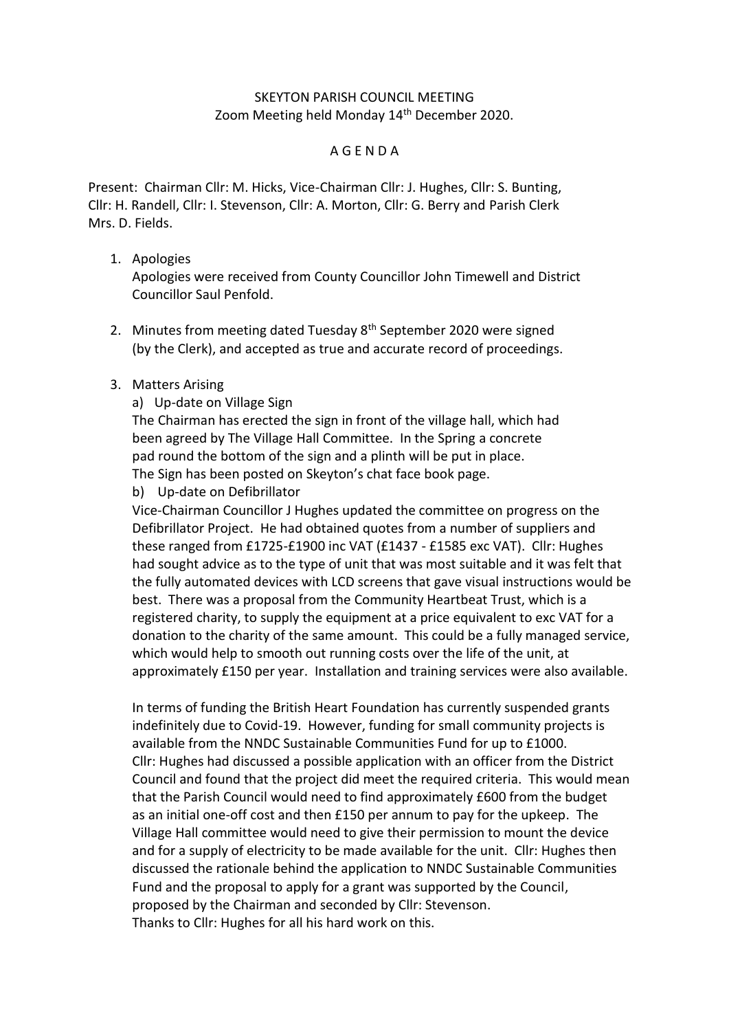SKEYTON PARISH COUNCIL MEETING
Zoom Meeting held Monday 14th December 2020.

A G E N D A

Present: Chairman Cllr: M. Hicks, Vice-Chairman Cllr: J. Hughes, Cllr: S. Bunting, Cllr: H. Randell, Cllr: I. Stevenson, Cllr: A. Morton, Cllr: G. Berry and Parish Clerk Mrs. D. Fields.

1. Apologies
   Apologies were received from County Councillor John Timewell and District Councillor Saul Penfold.

2. Minutes from meeting dated Tuesday 8th September 2020 were signed (by the Clerk), and accepted as true and accurate record of proceedings.

3. Matters Arising
   a) Up-date on Village Sign
   The Chairman has erected the sign in front of the village hall, which had been agreed by The Village Hall Committee. In the Spring a concrete pad round the bottom of the sign and a plinth will be put in place. The Sign has been posted on Skeyton's chat face book page.
   b) Up-date on Defibrillator
   Vice-Chairman Councillor J Hughes updated the committee on progress on the Defibrillator Project. He had obtained quotes from a number of suppliers and these ranged from £1725-£1900 inc VAT (£1437 - £1585 exc VAT). Cllr: Hughes had sought advice as to the type of unit that was most suitable and it was felt that the fully automated devices with LCD screens that gave visual instructions would be best. There was a proposal from the Community Heartbeat Trust, which is a registered charity, to supply the equipment at a price equivalent to exc VAT for a donation to the charity of the same amount. This could be a fully managed service, which would help to smooth out running costs over the life of the unit, at approximately £150 per year. Installation and training services were also available.

   In terms of funding the British Heart Foundation has currently suspended grants indefinitely due to Covid-19. However, funding for small community projects is available from the NNDC Sustainable Communities Fund for up to £1000. Cllr: Hughes had discussed a possible application with an officer from the District Council and found that the project did meet the required criteria. This would mean that the Parish Council would need to find approximately £600 from the budget as an initial one-off cost and then £150 per annum to pay for the upkeep. The Village Hall committee would need to give their permission to mount the device and for a supply of electricity to be made available for the unit. Cllr: Hughes then discussed the rationale behind the application to NNDC Sustainable Communities Fund and the proposal to apply for a grant was supported by the Council, proposed by the Chairman and seconded by Cllr: Stevenson.
   Thanks to Cllr: Hughes for all his hard work on this.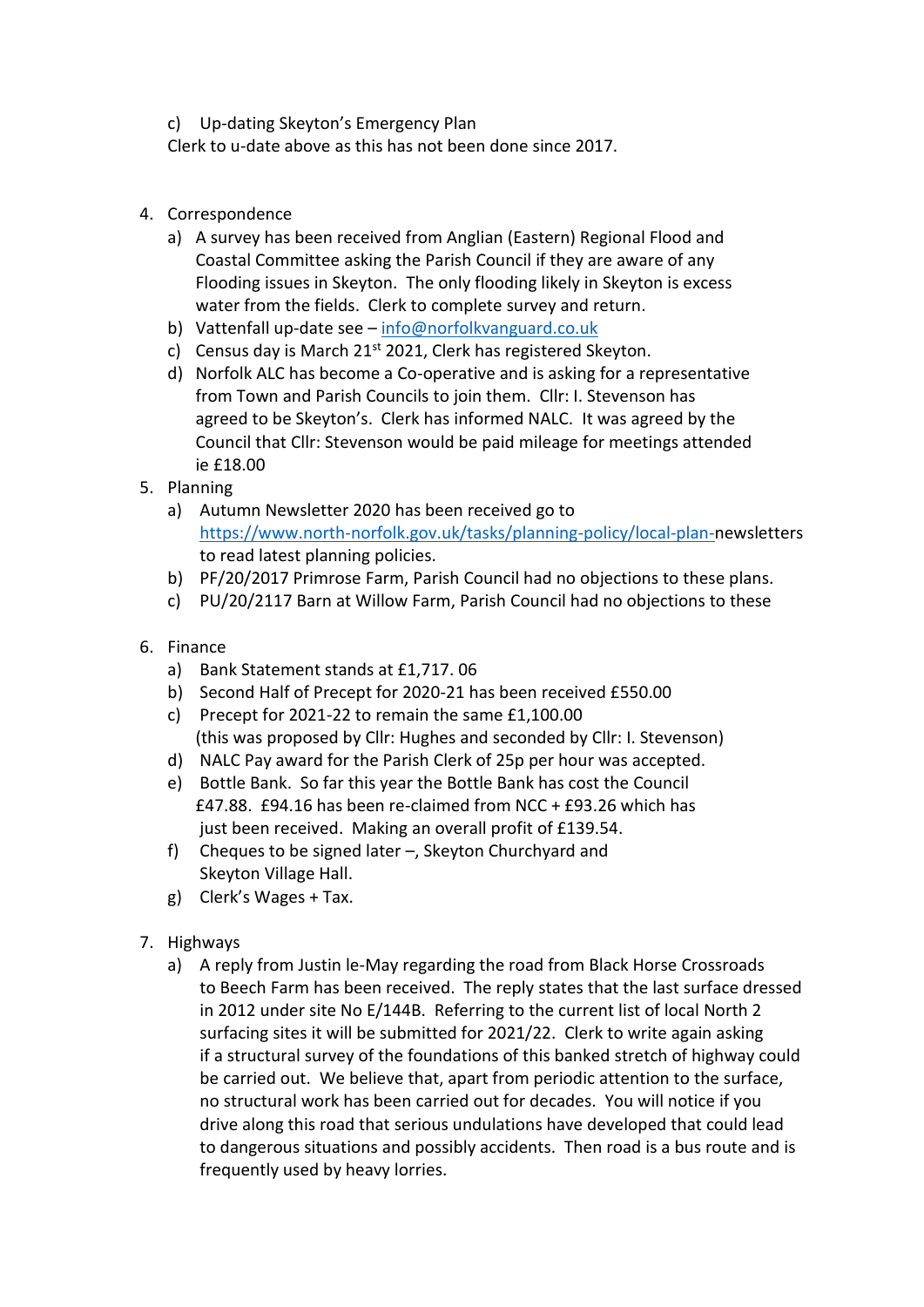c) Up-dating Skeyton's Emergency Plan
Clerk to u-date above as this has not been done since 2017.

4. Correspondence
   a) A survey has been received from Anglian (Eastern) Regional Flood and Coastal Committee asking the Parish Council if they are aware of any Flooding issues in Skeyton. The only flooding likely in Skeyton is excess water from the fields. Clerk to complete survey and return.
   b) Vattenfall up-date see – info@norfolkvanguard.co.uk
   c) Census day is March 21st 2021, Clerk has registered Skeyton.
   d) Norfolk ALC has become a Co-operative and is asking for a representative from Town and Parish Councils to join them. Cllr: I. Stevenson has agreed to be Skeyton's. Clerk has informed NALC. It was agreed by the Council that Cllr: Stevenson would be paid mileage for meetings attended ie £18.00
5. Planning
   a) Autumn Newsletter 2020 has been received go to https://www.north-norfolk.gov.uk/tasks/planning-policy/local-plan-newsletters to read latest planning policies.
   b) PF/20/2017 Primrose Farm, Parish Council had no objections to these plans.
   c) PU/20/2117 Barn at Willow Farm, Parish Council had no objections to these

6. Finance
   a) Bank Statement stands at £1,717. 06
   b) Second Half of Precept for 2020-21 has been received £550.00
   c) Precept for 2021-22 to remain the same £1,100.00 (this was proposed by Cllr: Hughes and seconded by Cllr: I. Stevenson)
   d) NALC Pay award for the Parish Clerk of 25p per hour was accepted.
   e) Bottle Bank. So far this year the Bottle Bank has cost the Council £47.88. £94.16 has been re-claimed from NCC + £93.26 which has just been received. Making an overall profit of £139.54.
   f) Cheques to be signed later –, Skeyton Churchyard and Skeyton Village Hall.
   g) Clerk's Wages + Tax.

7. Highways
   a) A reply from Justin le-May regarding the road from Black Horse Crossroads to Beech Farm has been received. The reply states that the last surface dressed in 2012 under site No E/144B. Referring to the current list of local North 2 surfacing sites it will be submitted for 2021/22. Clerk to write again asking if a structural survey of the foundations of this banked stretch of highway could be carried out. We believe that, apart from periodic attention to the surface, no structural work has been carried out for decades. You will notice if you drive along this road that serious undulations have developed that could lead to dangerous situations and possibly accidents. Then road is a bus route and is frequently used by heavy lorries.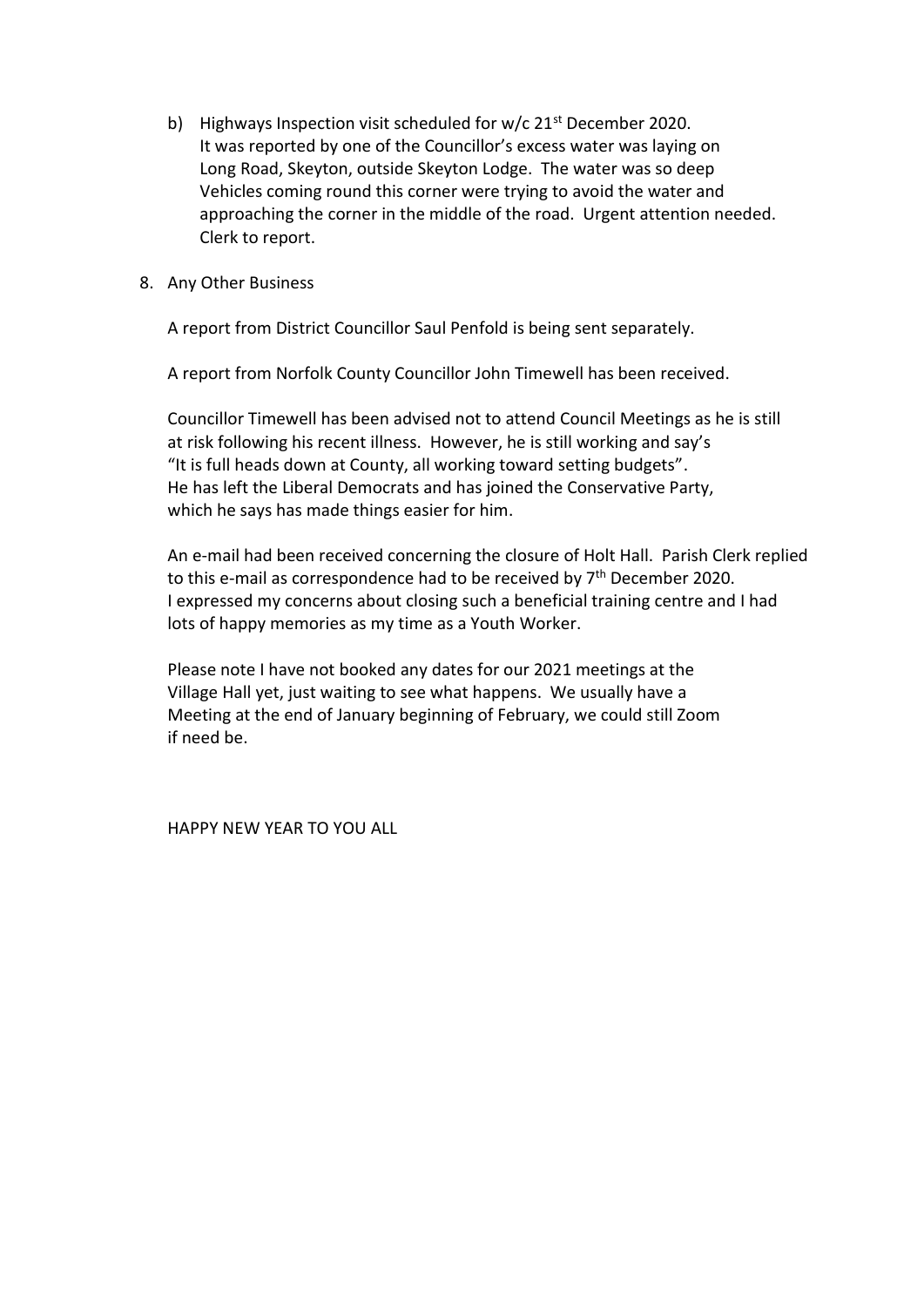b) Highways Inspection visit scheduled for w/c 21st December 2020.
   It was reported by one of the Councillor's excess water was laying on
   Long Road, Skeyton, outside Skeyton Lodge. The water was so deep
   Vehicles coming round this corner were trying to avoid the water and
   approaching the corner in the middle of the road. Urgent attention needed.
   Clerk to report.

8. Any Other Business

   A report from District Councillor Saul Penfold is being sent separately.

   A report from Norfolk County Councillor John Timewell has been received.

   Councillor Timewell has been advised not to attend Council Meetings as he is still
   at risk following his recent illness. However, he is still working and say's
   "It is full heads down at County, all working toward setting budgets".
   He has left the Liberal Democrats and has joined the Conservative Party,
   which he says has made things easier for him.

   An e-mail had been received concerning the closure of Holt Hall. Parish Clerk replied
   to this e-mail as correspondence had to be received by 7th December 2020.
   I expressed my concerns about closing such a beneficial training centre and I had
   lots of happy memories as my time as a Youth Worker.

   Please note I have not booked any dates for our 2021 meetings at the
   Village Hall yet, just waiting to see what happens. We usually have a
   Meeting at the end of January beginning of February, we could still Zoom
   if need be.

   HAPPY NEW YEAR TO YOU ALL